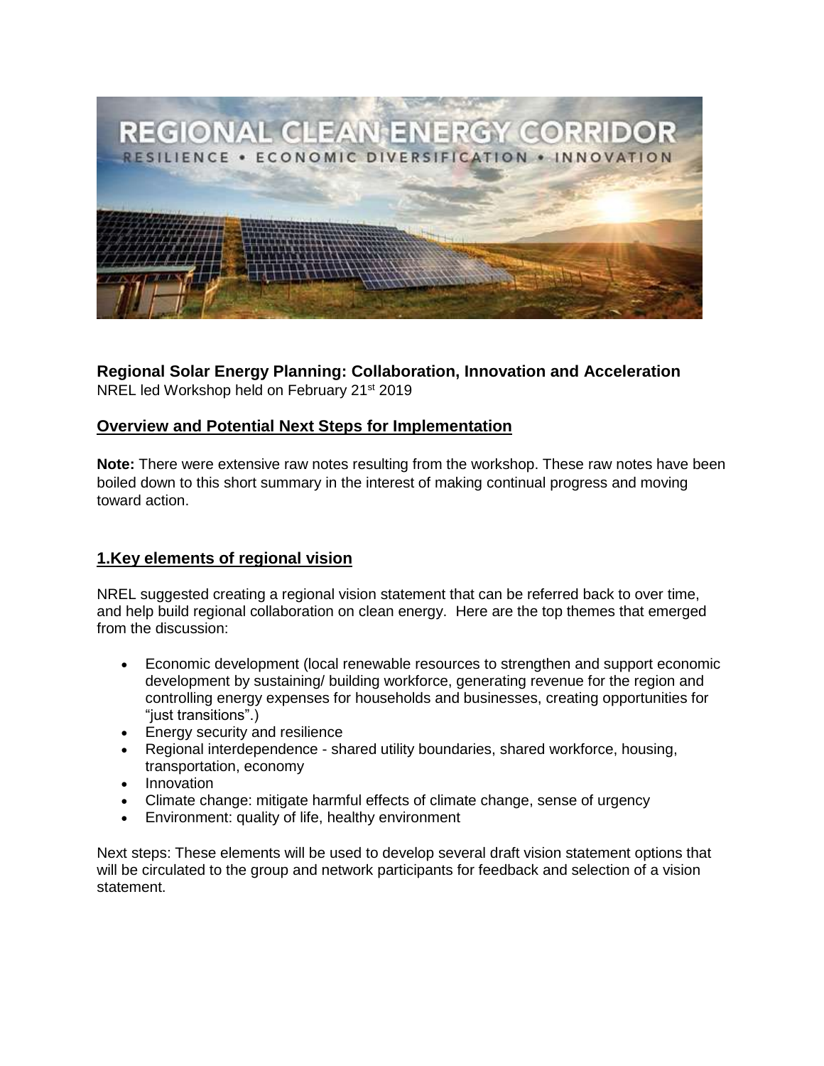**Regional Solar Energy Planning: Collaboration, Innovation and Acceleration**
NREL led Workshop held on February 21st 2019

## Overview and Potential Next Steps for Implementation

**Note:** There were extensive raw notes resulting from the workshop. These raw notes have been boiled down to this short summary in the interest of making continual progress and moving toward action.

## 1.Key elements of regional vision

NREL suggested creating a regional vision statement that can be referred back to over time, and help build regional collaboration on clean energy. Here are the top themes that emerged from the discussion:

- Economic development (local renewable resources to strengthen and support economic development by sustaining/ building workforce, generating revenue for the region and controlling energy expenses for households and businesses, creating opportunities for "just transitions".)
- Energy security and resilience
- Regional interdependence - shared utility boundaries, shared workforce, housing, transportation, economy
- Innovation
- Climate change: mitigate harmful effects of climate change, sense of urgency
- Environment: quality of life, healthy environment

Next steps: These elements will be used to develop several draft vision statement options that will be circulated to the group and network participants for feedback and selection of a vision statement.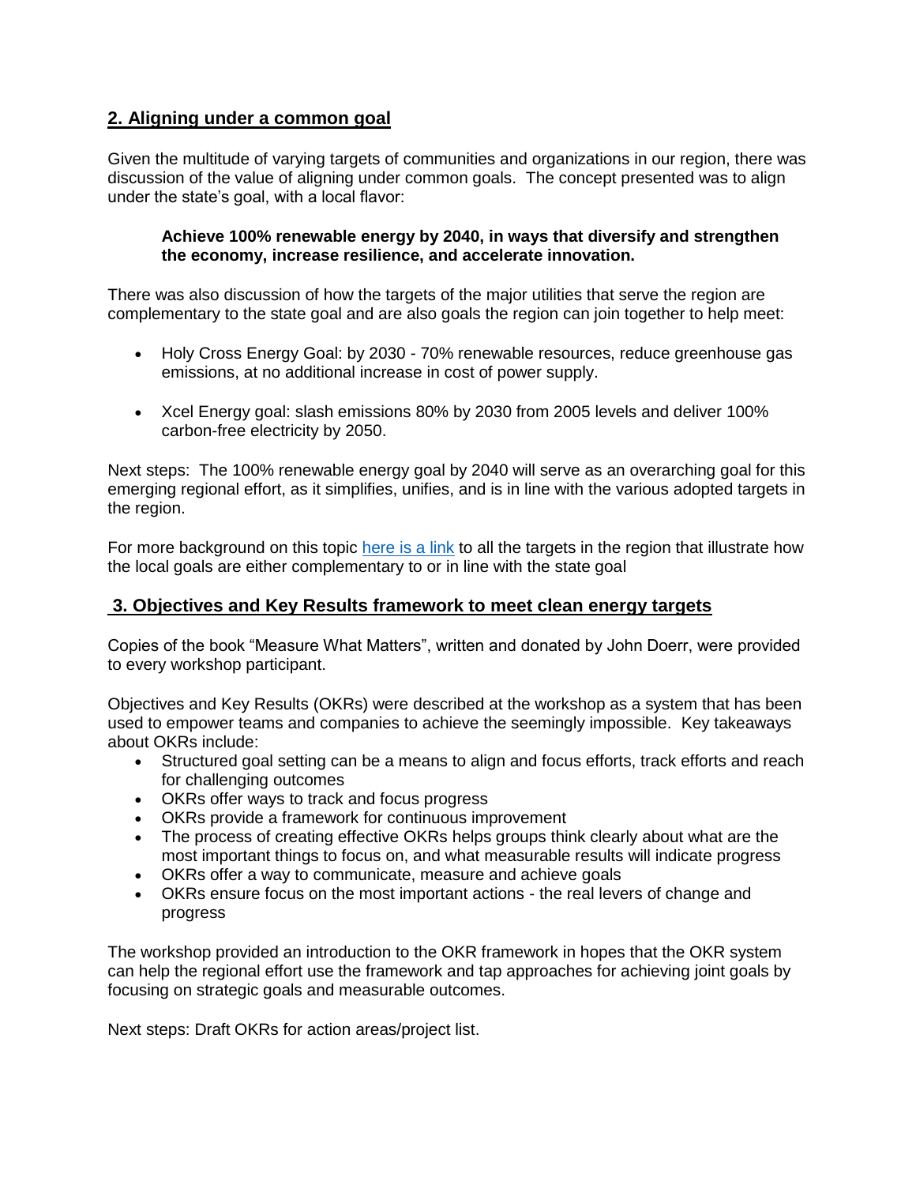## 2. Aligning under a common goal

Given the multitude of varying targets of communities and organizations in our region, there was discussion of the value of aligning under common goals. The concept presented was to align under the state's goal, with a local flavor:

> **Achieve 100% renewable energy by 2040, in ways that diversify and strengthen the economy, increase resilience, and accelerate innovation.**

There was also discussion of how the targets of the major utilities that serve the region are complementary to the state goal and are also goals the region can join together to help meet:

- Holy Cross Energy Goal: by 2030 - 70% renewable resources, reduce greenhouse gas emissions, at no additional increase in cost of power supply.
- Xcel Energy goal: slash emissions 80% by 2030 from 2005 levels and deliver 100% carbon-free electricity by 2050.

Next steps: The 100% renewable energy goal by 2040 will serve as an overarching goal for this emerging regional effort, as it simplifies, unifies, and is in line with the various adopted targets in the region.

For more background on this topic [here is a link]() to all the targets in the region that illustrate how the local goals are either complementary to or in line with the state goal

## 3. Objectives and Key Results framework to meet clean energy targets

Copies of the book "Measure What Matters", written and donated by John Doerr, were provided to every workshop participant.

Objectives and Key Results (OKRs) were described at the workshop as a system that has been used to empower teams and companies to achieve the seemingly impossible. Key takeaways about OKRs include:

- Structured goal setting can be a means to align and focus efforts, track efforts and reach for challenging outcomes
- OKRs offer ways to track and focus progress
- OKRs provide a framework for continuous improvement
- The process of creating effective OKRs helps groups think clearly about what are the most important things to focus on, and what measurable results will indicate progress
- OKRs offer a way to communicate, measure and achieve goals
- OKRs ensure focus on the most important actions - the real levers of change and progress

The workshop provided an introduction to the OKR framework in hopes that the OKR system can help the regional effort use the framework and tap approaches for achieving joint goals by focusing on strategic goals and measurable outcomes.

Next steps: Draft OKRs for action areas/project list.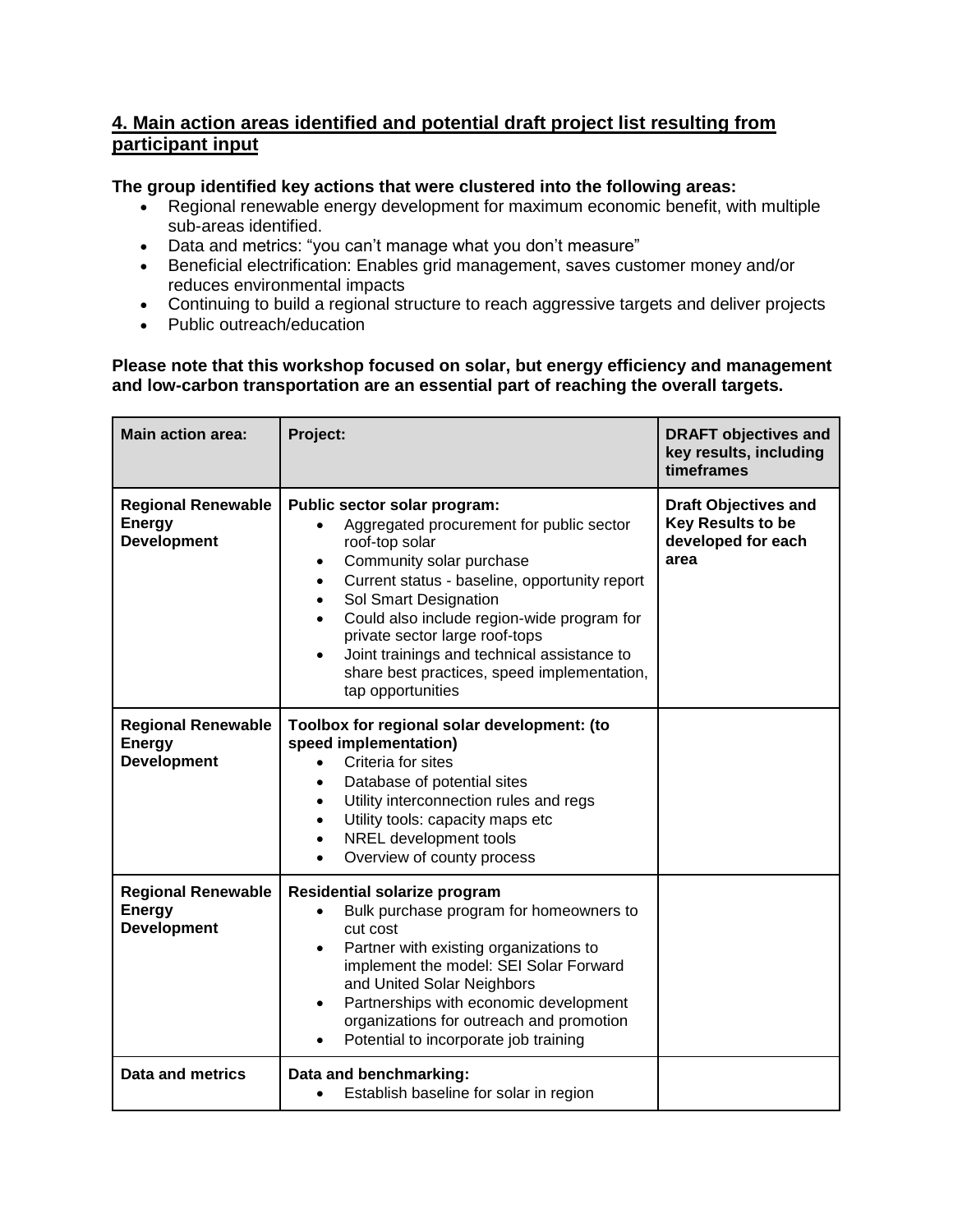## 4. Main action areas identified and potential draft project list resulting from participant input

**The group identified key actions that were clustered into the following areas:**

- Regional renewable energy development for maximum economic benefit, with multiple sub-areas identified.
- Data and metrics: "you can't manage what you don't measure"
- Beneficial electrification: Enables grid management, saves customer money and/or reduces environmental impacts
- Continuing to build a regional structure to reach aggressive targets and deliver projects
- Public outreach/education

**Please note that this workshop focused on solar, but energy efficiency and management and low-carbon transportation are an essential part of reaching the overall targets.**

| Main action area: | Project: | DRAFT objectives and key results, including timeframes |
|---|---|---|
| **Regional Renewable Energy Development** | **Public sector solar program:**<br>• Aggregated procurement for public sector roof-top solar<br>• Community solar purchase<br>• Current status - baseline, opportunity report<br>• Sol Smart Designation<br>• Could also include region-wide program for private sector large roof-tops<br>• Joint trainings and technical assistance to share best practices, speed implementation, tap opportunities | **Draft Objectives and Key Results to be developed for each area** |
| **Regional Renewable Energy Development** | **Toolbox for regional solar development: (to speed implementation)**<br>• Criteria for sites<br>• Database of potential sites<br>• Utility interconnection rules and regs<br>• Utility tools: capacity maps etc<br>• NREL development tools<br>• Overview of county process | |
| **Regional Renewable Energy Development** | **Residential solarize program**<br>• Bulk purchase program for homeowners to cut cost<br>• Partner with existing organizations to implement the model: SEI Solar Forward and United Solar Neighbors<br>• Partnerships with economic development organizations for outreach and promotion<br>• Potential to incorporate job training | |
| **Data and metrics** | **Data and benchmarking:**<br>• Establish baseline for solar in region | |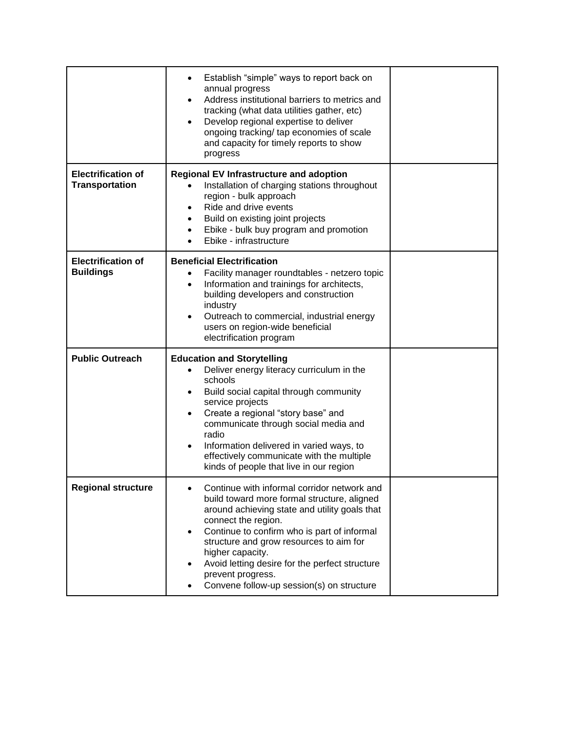| | | |
|---|---|---|
| | • Establish "simple" ways to report back on annual progress<br>• Address institutional barriers to metrics and tracking (what data utilities gather, etc)<br>• Develop regional expertise to deliver ongoing tracking/ tap economies of scale and capacity for timely reports to show progress | |
| **Electrification of Transportation** | **Regional EV Infrastructure and adoption**<br>• Installation of charging stations throughout region - bulk approach<br>• Ride and drive events<br>• Build on existing joint projects<br>• Ebike - bulk buy program and promotion<br>• Ebike - infrastructure | |
| **Electrification of Buildings** | **Beneficial Electrification**<br>• Facility manager roundtables - netzero topic<br>• Information and trainings for architects, building developers and construction industry<br>• Outreach to commercial, industrial energy users on region-wide beneficial electrification program | |
| **Public Outreach** | **Education and Storytelling**<br>• Deliver energy literacy curriculum in the schools<br>• Build social capital through community service projects<br>• Create a regional "story base" and communicate through social media and radio<br>• Information delivered in varied ways, to effectively communicate with the multiple kinds of people that live in our region | |
| **Regional structure** | • Continue with informal corridor network and build toward more formal structure, aligned around achieving state and utility goals that connect the region.<br>• Continue to confirm who is part of informal structure and grow resources to aim for higher capacity.<br>• Avoid letting desire for the perfect structure prevent progress.<br>• Convene follow-up session(s) on structure | |